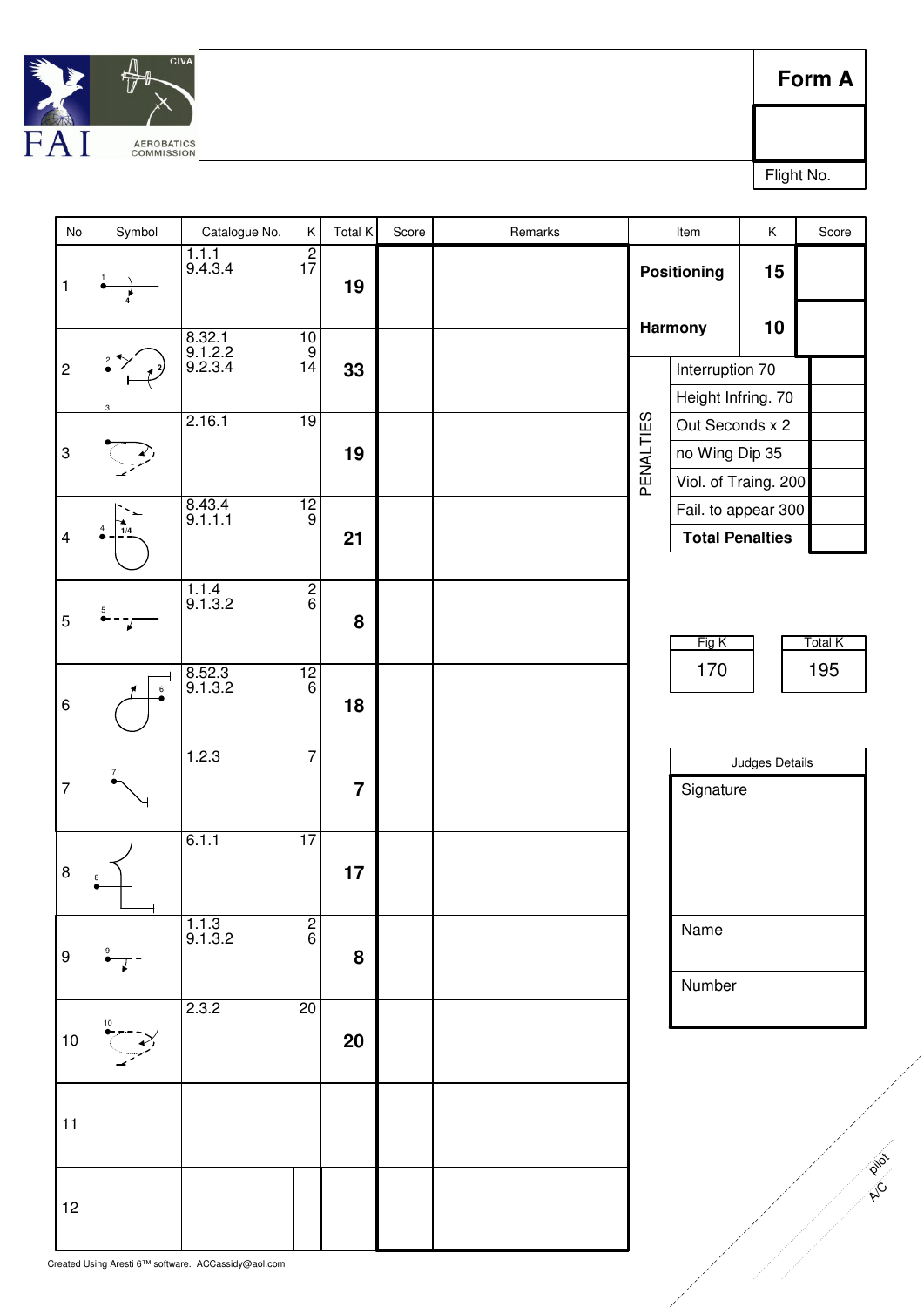FAI AEROBATICS COMMISSION CIVA

| | Form A |
|---|---|
| | |
| | Flight No. |

| No | Symbol | Catalogue No. | K | Total K | Score | Remarks |
|---|---|---|---|---|---|---|
| 1 | | 1.1.1<br>9.4.3.4 | 2<br>17 | **19** | | |
| 2 | | 8.32.1<br>9.1.2.2<br>9.2.3.4 | 10<br>9<br>14 | **33** | | |
| 3 | | 2.16.1 | 19 | **19** | | |
| 4 | | 8.43.4<br>9.1.1.1 | 12<br>9 | **21** | | |
| 5 | | 1.1.4<br>9.1.3.2 | 2<br>6 | **8** | | |
| 6 | | 8.52.3<br>9.1.3.2 | 12<br>6 | **18** | | |
| 7 | | 1.2.3 | 7 | **7** | | |
| 8 | | 6.1.1 | 17 | **17** | | |
| 9 | | 1.1.3<br>9.1.3.2 | 2<br>6 | **8** | | |
| 10 | | 2.3.2 | 20 | **20** | | |
| 11 | | | | | | |
| 12 | | | | | | |

| Item | K | Score |
|---|---|---|
| **Positioning** | **15** | |
| **Harmony** | **10** | |

| PENALTIES | |
|---|---|
| Interruption 70 | |
| Height Infring. 70 | |
| Out Seconds x 2 | |
| no Wing Dip 35 | |
| Viol. of Traing. 200 | |
| Fail. to appear 300 | |
| **Total Penalties** | |

| Fig K | Total K |
|---|---|
| 170 | 195 |

| Judges Details |
|---|
| Signature |
| Name |
| Number |

pilot

A/C

Created Using Aresti 6™ software. ACCassidy@aol.com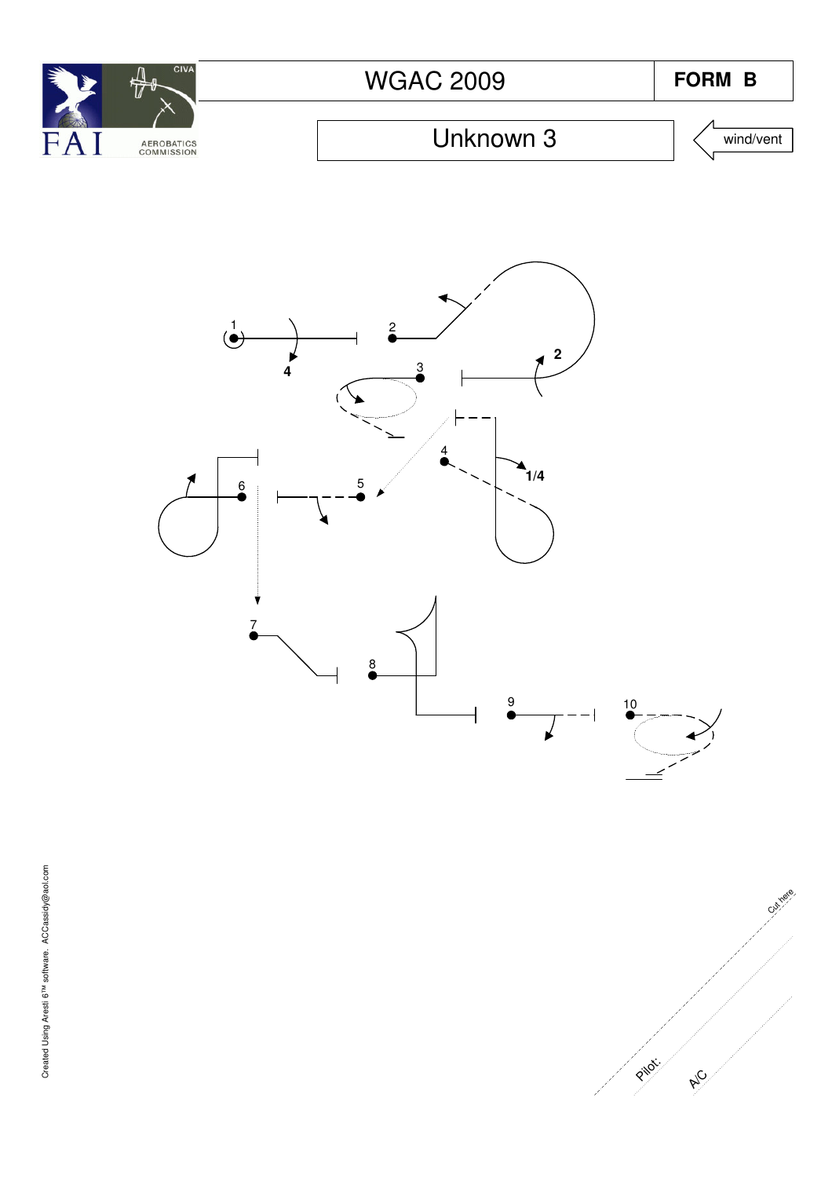FAI | CIVA | AEROBATICS COMMISSION

# WGAC 2009

**FORM B**

## Unknown 3

wind/vent

1 **4** 2 **2** 3 4 **1/4** 5 6 7 8 9 10

Created Using Aresti 6™ software. ACCassidy@aol.com

Cut here

Pilot:

A/C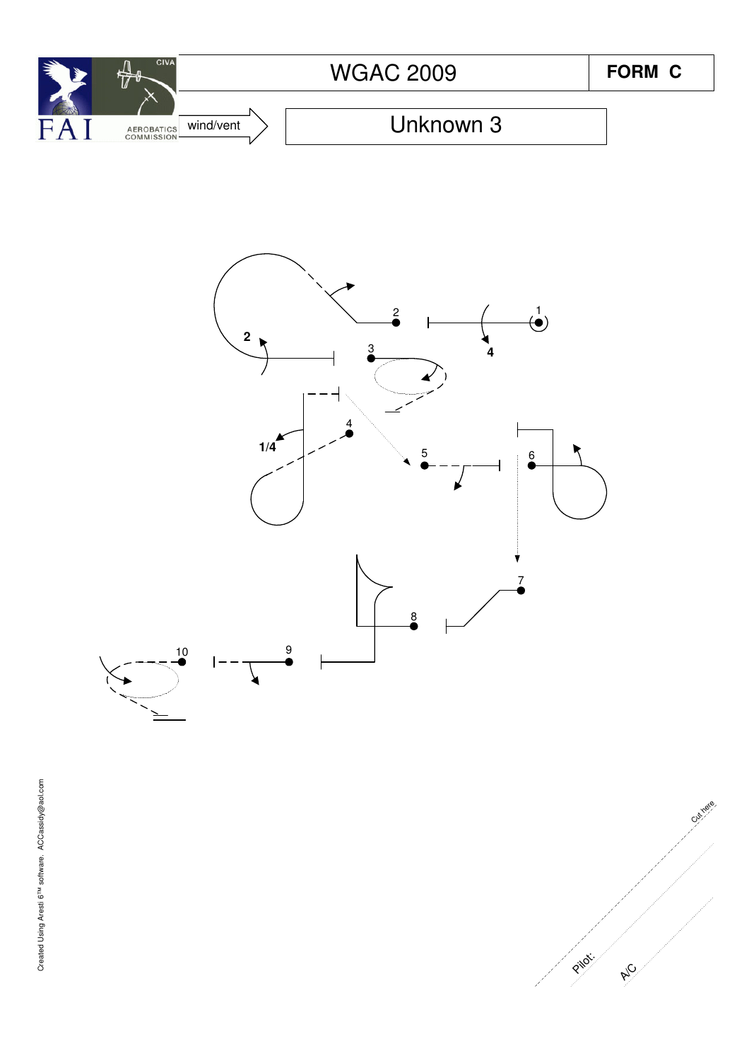WGAC 2009

**FORM C**

wind/vent

Unknown 3

1

4

2

2

3

1/4

4

5

6

7

8

9

10

Created Using Aresti 6™ software. ACCassidy@aol.com

Cut here

Pilot:

A/C